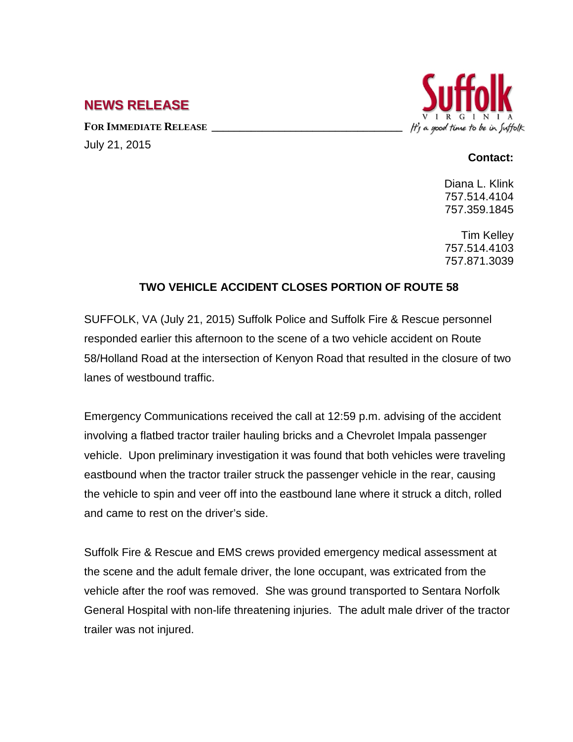## NEWS RELEASE

**FOR IMMEDIATE RELEASE**

July 21, 2015

Suffolk VIRGINIA *It's a good time to be in Suffolk*

**Contact:**

Diana L. Klink
757.514.4104
757.359.1845

Tim Kelley
757.514.4103
757.871.3039

### TWO VEHICLE ACCIDENT CLOSES PORTION OF ROUTE 58

SUFFOLK, VA (July 21, 2015) Suffolk Police and Suffolk Fire & Rescue personnel responded earlier this afternoon to the scene of a two vehicle accident on Route 58/Holland Road at the intersection of Kenyon Road that resulted in the closure of two lanes of westbound traffic.

Emergency Communications received the call at 12:59 p.m. advising of the accident involving a flatbed tractor trailer hauling bricks and a Chevrolet Impala passenger vehicle. Upon preliminary investigation it was found that both vehicles were traveling eastbound when the tractor trailer struck the passenger vehicle in the rear, causing the vehicle to spin and veer off into the eastbound lane where it struck a ditch, rolled and came to rest on the driver's side.

Suffolk Fire & Rescue and EMS crews provided emergency medical assessment at the scene and the adult female driver, the lone occupant, was extricated from the vehicle after the roof was removed. She was ground transported to Sentara Norfolk General Hospital with non-life threatening injuries. The adult male driver of the tractor trailer was not injured.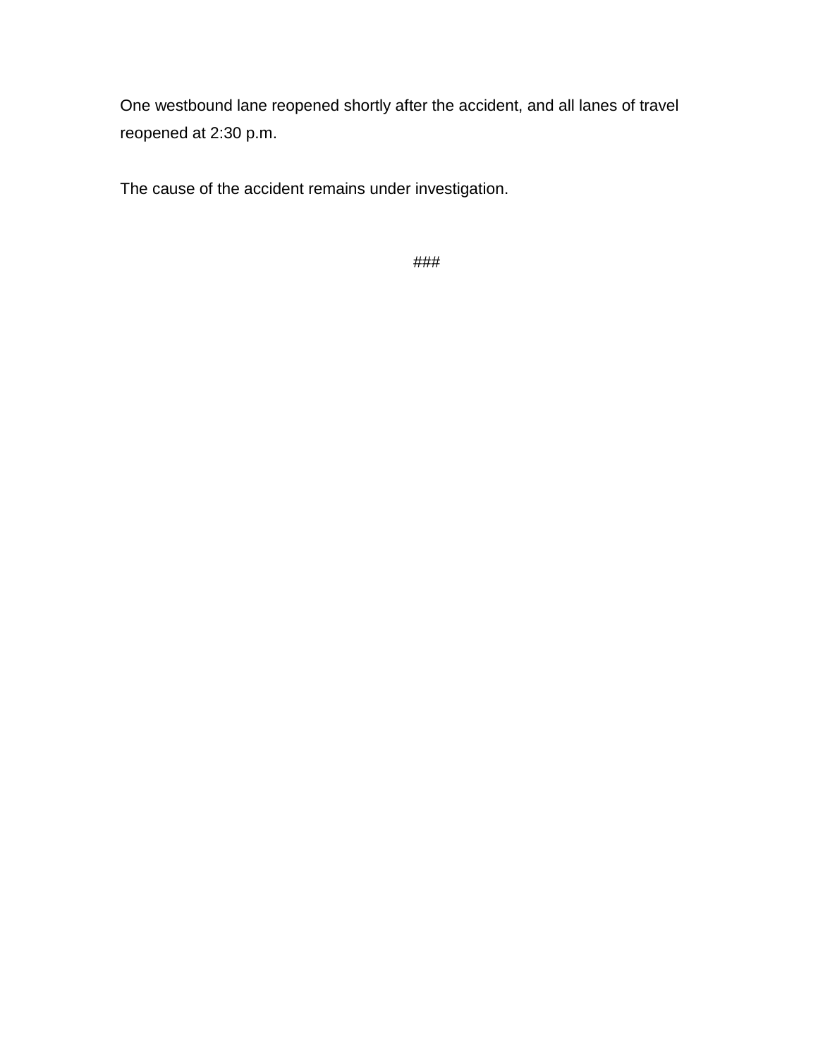One westbound lane reopened shortly after the accident, and all lanes of travel reopened at 2:30 p.m.

The cause of the accident remains under investigation.

###